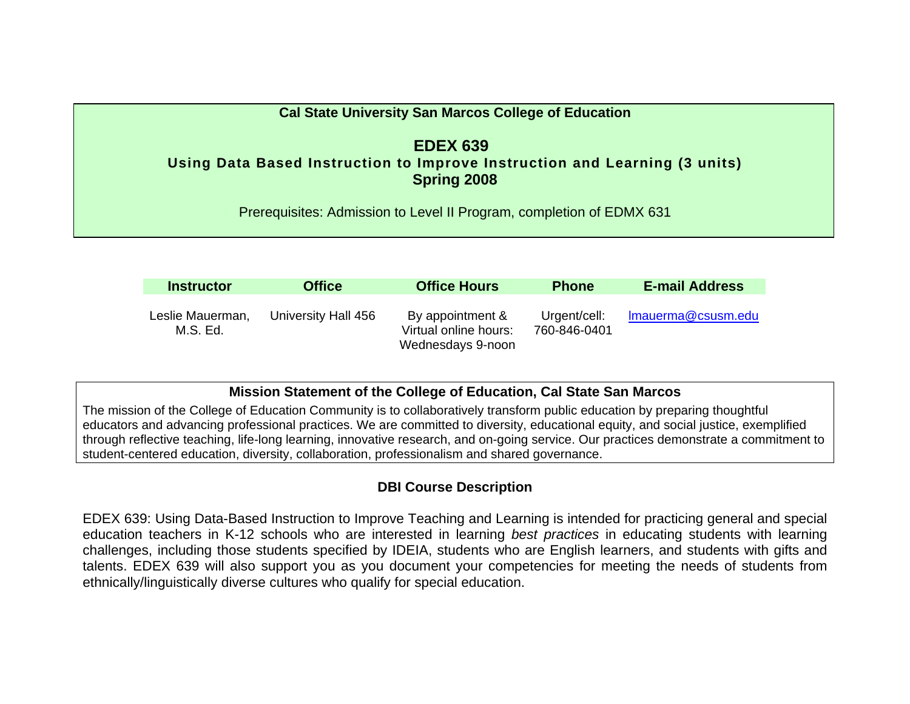**Cal State University San Marcos College of Education**

# EDEX 639

## Using Data Based Instruction to Improve Instruction and Learning (3 units)

**Spring 2008**

Prerequisites: Admission to Level II Program, completion of EDMX 631

| Instructor | Office | Office Hours | Phone | E-mail Address |
|---|---|---|---|---|
| Leslie Mauerman, M.S. Ed. | University Hall 456 | By appointment & Virtual online hours: Wednesdays 9-noon | Urgent/cell: 760-846-0401 | lmauerma@csusm.edu |

### Mission Statement of the College of Education, Cal State San Marcos

The mission of the College of Education Community is to collaboratively transform public education by preparing thoughtful educators and advancing professional practices. We are committed to diversity, educational equity, and social justice, exemplified through reflective teaching, life-long learning, innovative research, and on-going service. Our practices demonstrate a commitment to student-centered education, diversity, collaboration, professionalism and shared governance.

### DBI Course Description

EDEX 639: Using Data-Based Instruction to Improve Teaching and Learning is intended for practicing general and special education teachers in K-12 schools who are interested in learning *best practices* in educating students with learning challenges, including those students specified by IDEIA, students who are English learners, and students with gifts and talents. EDEX 639 will also support you as you document your competencies for meeting the needs of students from ethnically/linguistically diverse cultures who qualify for special education.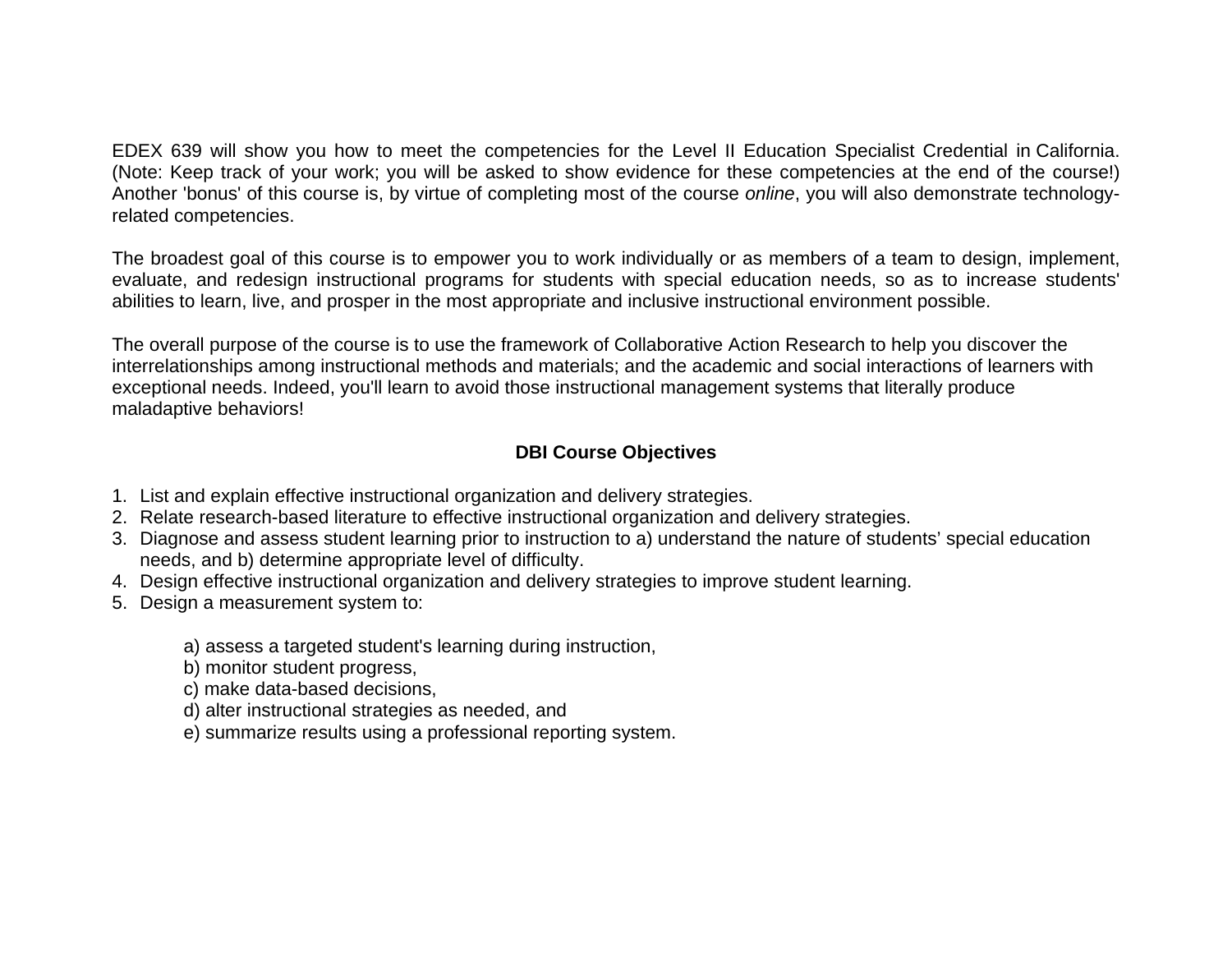EDEX 639 will show you how to meet the competencies for the Level II Education Specialist Credential in California. (Note: Keep track of your work; you will be asked to show evidence for these competencies at the end of the course!) Another 'bonus' of this course is, by virtue of completing most of the course *online*, you will also demonstrate technology-related competencies.

The broadest goal of this course is to empower you to work individually or as members of a team to design, implement, evaluate, and redesign instructional programs for students with special education needs, so as to increase students' abilities to learn, live, and prosper in the most appropriate and inclusive instructional environment possible.

The overall purpose of the course is to use the framework of Collaborative Action Research to help you discover the interrelationships among instructional methods and materials; and the academic and social interactions of learners with exceptional needs. Indeed, you'll learn to avoid those instructional management systems that literally produce maladaptive behaviors!

**DBI Course Objectives**

1. List and explain effective instructional organization and delivery strategies.
2. Relate research-based literature to effective instructional organization and delivery strategies.
3. Diagnose and assess student learning prior to instruction to a) understand the nature of students' special education needs, and b) determine appropriate level of difficulty.
4. Design effective instructional organization and delivery strategies to improve student learning.
5. Design a measurement system to:

    a) assess a targeted student's learning during instruction,
    b) monitor student progress,
    c) make data-based decisions,
    d) alter instructional strategies as needed, and
    e) summarize results using a professional reporting system.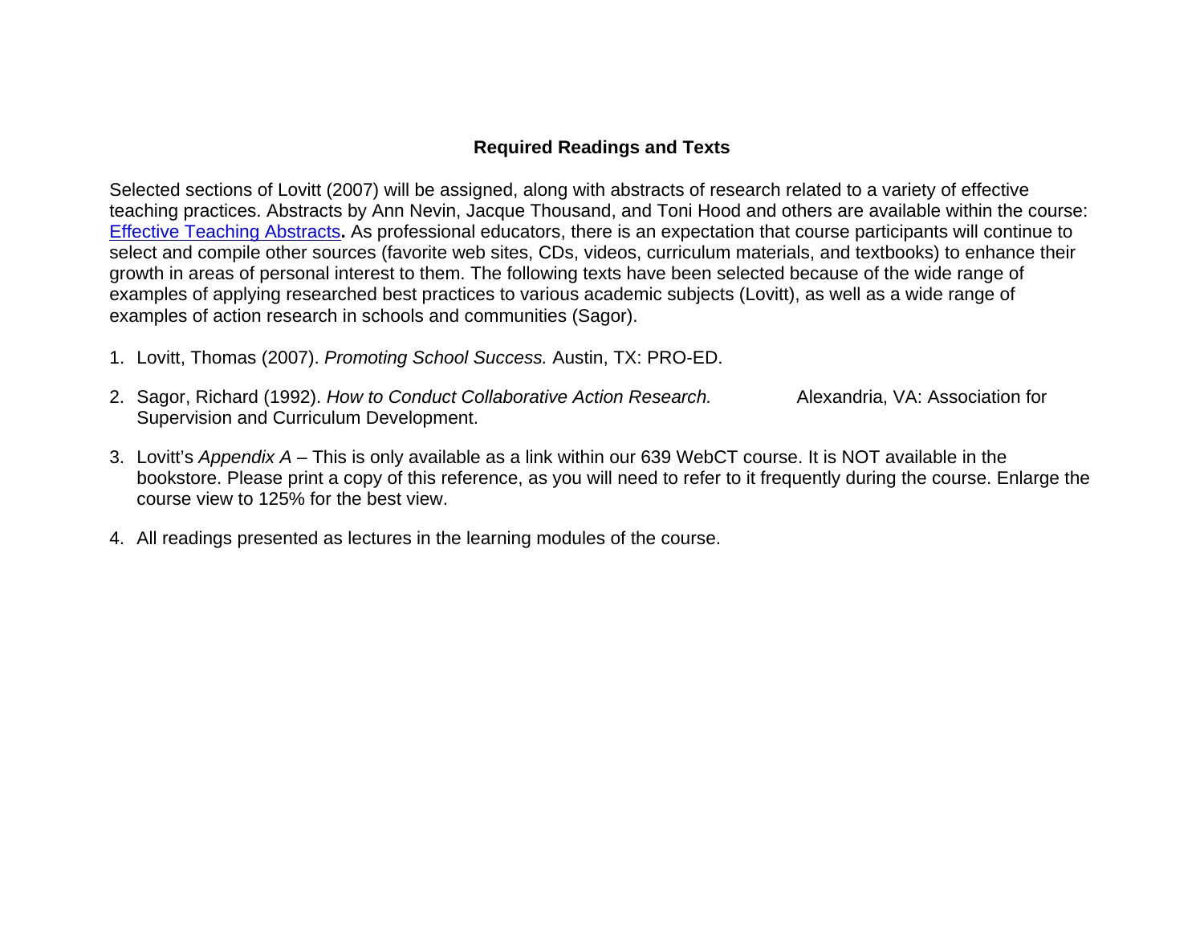## Required Readings and Texts

Selected sections of Lovitt (2007) will be assigned, along with abstracts of research related to a variety of effective teaching practices. Abstracts by Ann Nevin, Jacque Thousand, and Toni Hood and others are available within the course: Effective Teaching Abstracts**.** As professional educators, there is an expectation that course participants will continue to select and compile other sources (favorite web sites, CDs, videos, curriculum materials, and textbooks) to enhance their growth in areas of personal interest to them. The following texts have been selected because of the wide range of examples of applying researched best practices to various academic subjects (Lovitt), as well as a wide range of examples of action research in schools and communities (Sagor).

1. Lovitt, Thomas (2007). *Promoting School Success.* Austin, TX: PRO-ED.

2. Sagor, Richard (1992). *How to Conduct Collaborative Action Research.* Alexandria, VA: Association for Supervision and Curriculum Development.

3. Lovitt's *Appendix A* – This is only available as a link within our 639 WebCT course. It is NOT available in the bookstore. Please print a copy of this reference, as you will need to refer to it frequently during the course. Enlarge the course view to 125% for the best view.

4. All readings presented as lectures in the learning modules of the course.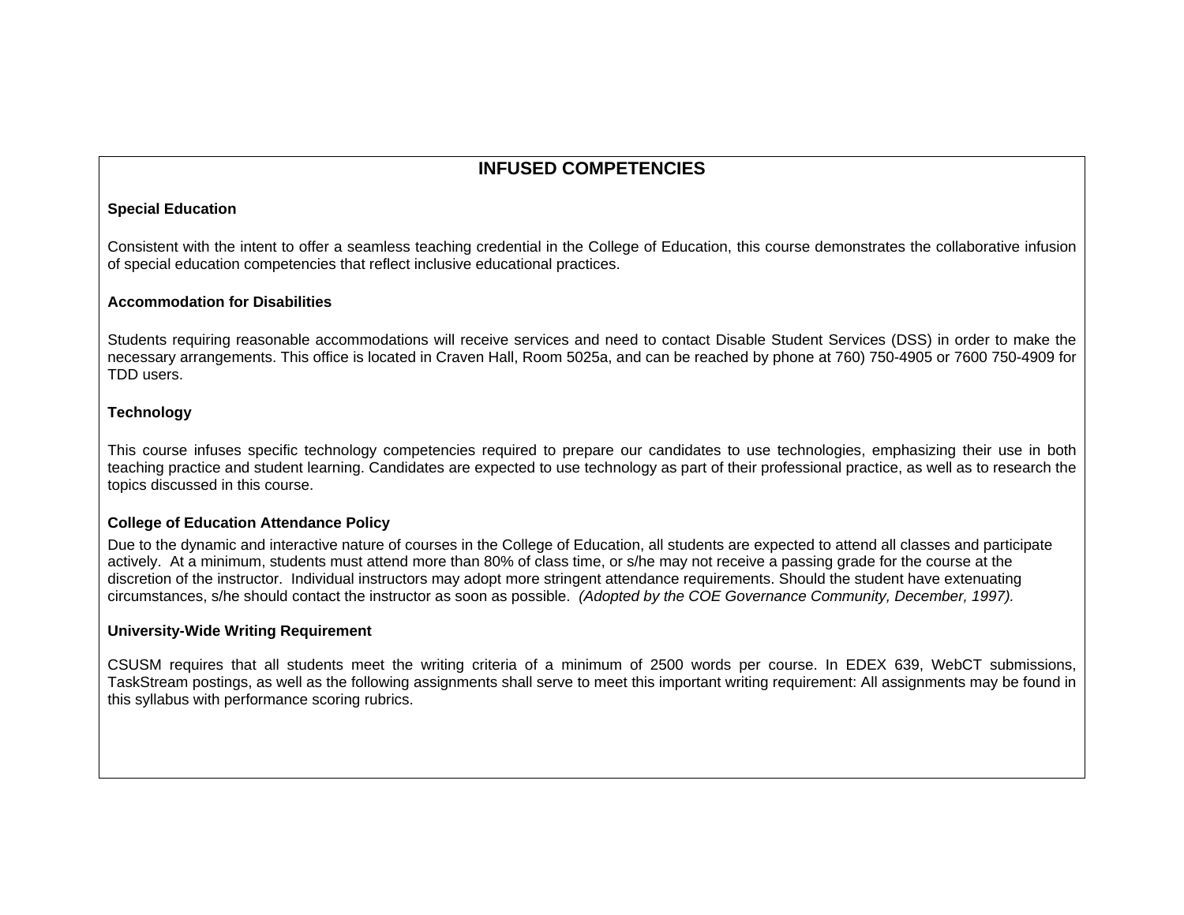## INFUSED COMPETENCIES

**Special Education**

Consistent with the intent to offer a seamless teaching credential in the College of Education, this course demonstrates the collaborative infusion of special education competencies that reflect inclusive educational practices.

**Accommodation for Disabilities**

Students requiring reasonable accommodations will receive services and need to contact Disable Student Services (DSS) in order to make the necessary arrangements. This office is located in Craven Hall, Room 5025a, and can be reached by phone at 760) 750-4905 or 7600 750-4909 for TDD users.

**Technology**

This course infuses specific technology competencies required to prepare our candidates to use technologies, emphasizing their use in both teaching practice and student learning. Candidates are expected to use technology as part of their professional practice, as well as to research the topics discussed in this course.

**College of Education Attendance Policy**

Due to the dynamic and interactive nature of courses in the College of Education, all students are expected to attend all classes and participate actively. At a minimum, students must attend more than 80% of class time, or s/he may not receive a passing grade for the course at the discretion of the instructor. Individual instructors may adopt more stringent attendance requirements. Should the student have extenuating circumstances, s/he should contact the instructor as soon as possible. *(Adopted by the COE Governance Community, December, 1997).*

**University-Wide Writing Requirement**

CSUSM requires that all students meet the writing criteria of a minimum of 2500 words per course. In EDEX 639, WebCT submissions, TaskStream postings, as well as the following assignments shall serve to meet this important writing requirement: All assignments may be found in this syllabus with performance scoring rubrics.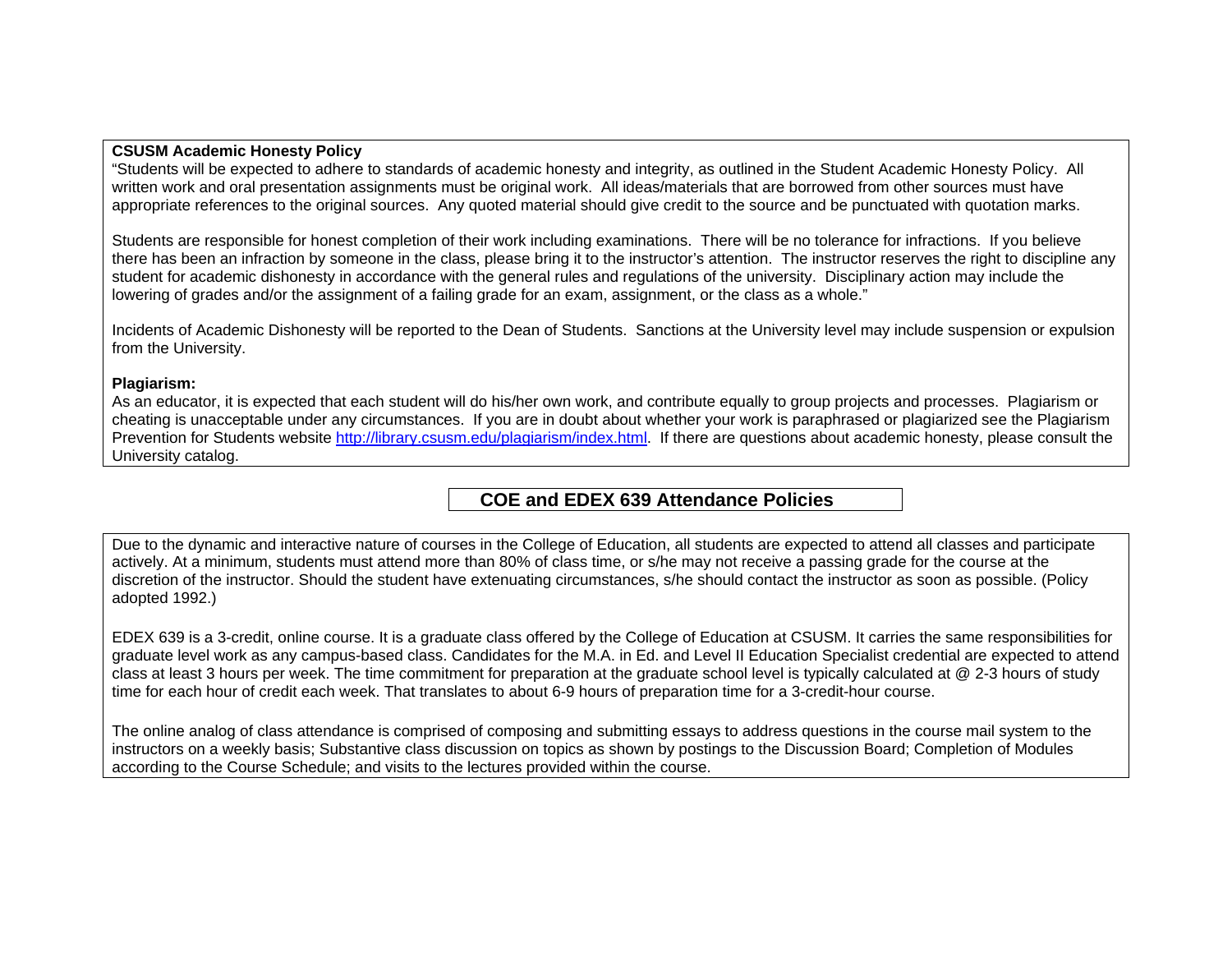**CSUSM Academic Honesty Policy**

"Students will be expected to adhere to standards of academic honesty and integrity, as outlined in the Student Academic Honesty Policy. All written work and oral presentation assignments must be original work. All ideas/materials that are borrowed from other sources must have appropriate references to the original sources. Any quoted material should give credit to the source and be punctuated with quotation marks.

Students are responsible for honest completion of their work including examinations. There will be no tolerance for infractions. If you believe there has been an infraction by someone in the class, please bring it to the instructor's attention. The instructor reserves the right to discipline any student for academic dishonesty in accordance with the general rules and regulations of the university. Disciplinary action may include the lowering of grades and/or the assignment of a failing grade for an exam, assignment, or the class as a whole."

Incidents of Academic Dishonesty will be reported to the Dean of Students. Sanctions at the University level may include suspension or expulsion from the University.

**Plagiarism:**

As an educator, it is expected that each student will do his/her own work, and contribute equally to group projects and processes. Plagiarism or cheating is unacceptable under any circumstances. If you are in doubt about whether your work is paraphrased or plagiarized see the Plagiarism Prevention for Students website http://library.csusm.edu/plagiarism/index.html. If there are questions about academic honesty, please consult the University catalog.

## COE and EDEX 639 Attendance Policies

Due to the dynamic and interactive nature of courses in the College of Education, all students are expected to attend all classes and participate actively. At a minimum, students must attend more than 80% of class time, or s/he may not receive a passing grade for the course at the discretion of the instructor. Should the student have extenuating circumstances, s/he should contact the instructor as soon as possible. (Policy adopted 1992.)

EDEX 639 is a 3-credit, online course. It is a graduate class offered by the College of Education at CSUSM. It carries the same responsibilities for graduate level work as any campus-based class. Candidates for the M.A. in Ed. and Level II Education Specialist credential are expected to attend class at least 3 hours per week. The time commitment for preparation at the graduate school level is typically calculated at @ 2-3 hours of study time for each hour of credit each week. That translates to about 6-9 hours of preparation time for a 3-credit-hour course.

The online analog of class attendance is comprised of composing and submitting essays to address questions in the course mail system to the instructors on a weekly basis; Substantive class discussion on topics as shown by postings to the Discussion Board; Completion of Modules according to the Course Schedule; and visits to the lectures provided within the course.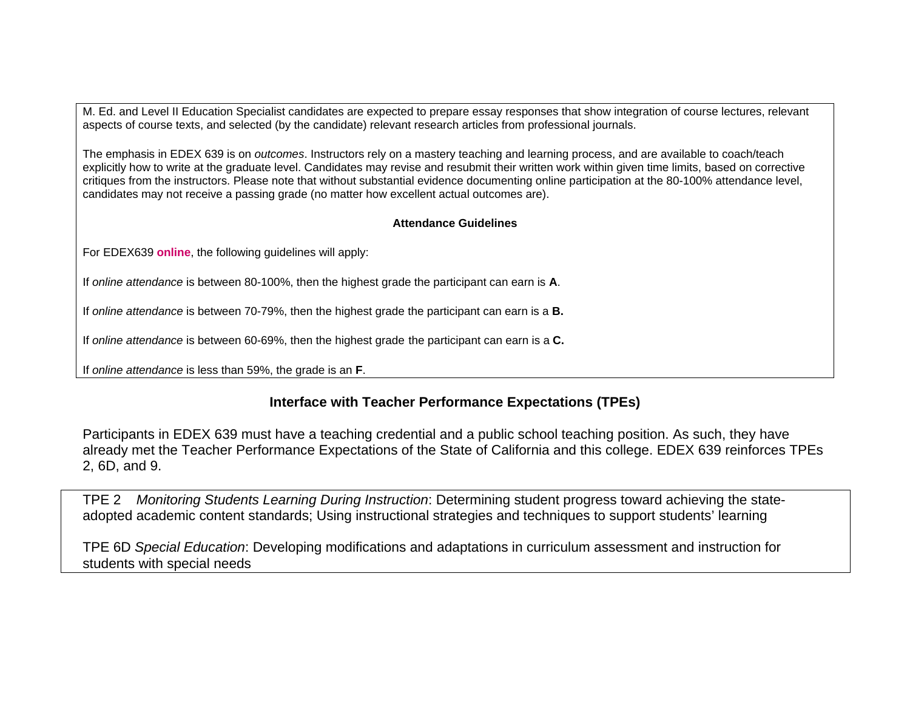M. Ed. and Level II Education Specialist candidates are expected to prepare essay responses that show integration of course lectures, relevant aspects of course texts, and selected (by the candidate) relevant research articles from professional journals.

The emphasis in EDEX 639 is on *outcomes*. Instructors rely on a mastery teaching and learning process, and are available to coach/teach explicitly how to write at the graduate level. Candidates may revise and resubmit their written work within given time limits, based on corrective critiques from the instructors. Please note that without substantial evidence documenting online participation at the 80-100% attendance level, candidates may not receive a passing grade (no matter how excellent actual outcomes are).

**Attendance Guidelines**

For EDEX639 **online**, the following guidelines will apply:

If *online attendance* is between 80-100%, then the highest grade the participant can earn is **A**.

If *online attendance* is between 70-79%, then the highest grade the participant can earn is a **B.**

If *online attendance* is between 60-69%, then the highest grade the participant can earn is a **C.**

If *online attendance* is less than 59%, the grade is an **F**.

## Interface with Teacher Performance Expectations (TPEs)

Participants in EDEX 639 must have a teaching credential and a public school teaching position. As such, they have already met the Teacher Performance Expectations of the State of California and this college. EDEX 639 reinforces TPEs 2, 6D, and 9.

TPE 2 *Monitoring Students Learning During Instruction*: Determining student progress toward achieving the state-adopted academic content standards; Using instructional strategies and techniques to support students' learning

TPE 6D *Special Education*: Developing modifications and adaptations in curriculum assessment and instruction for students with special needs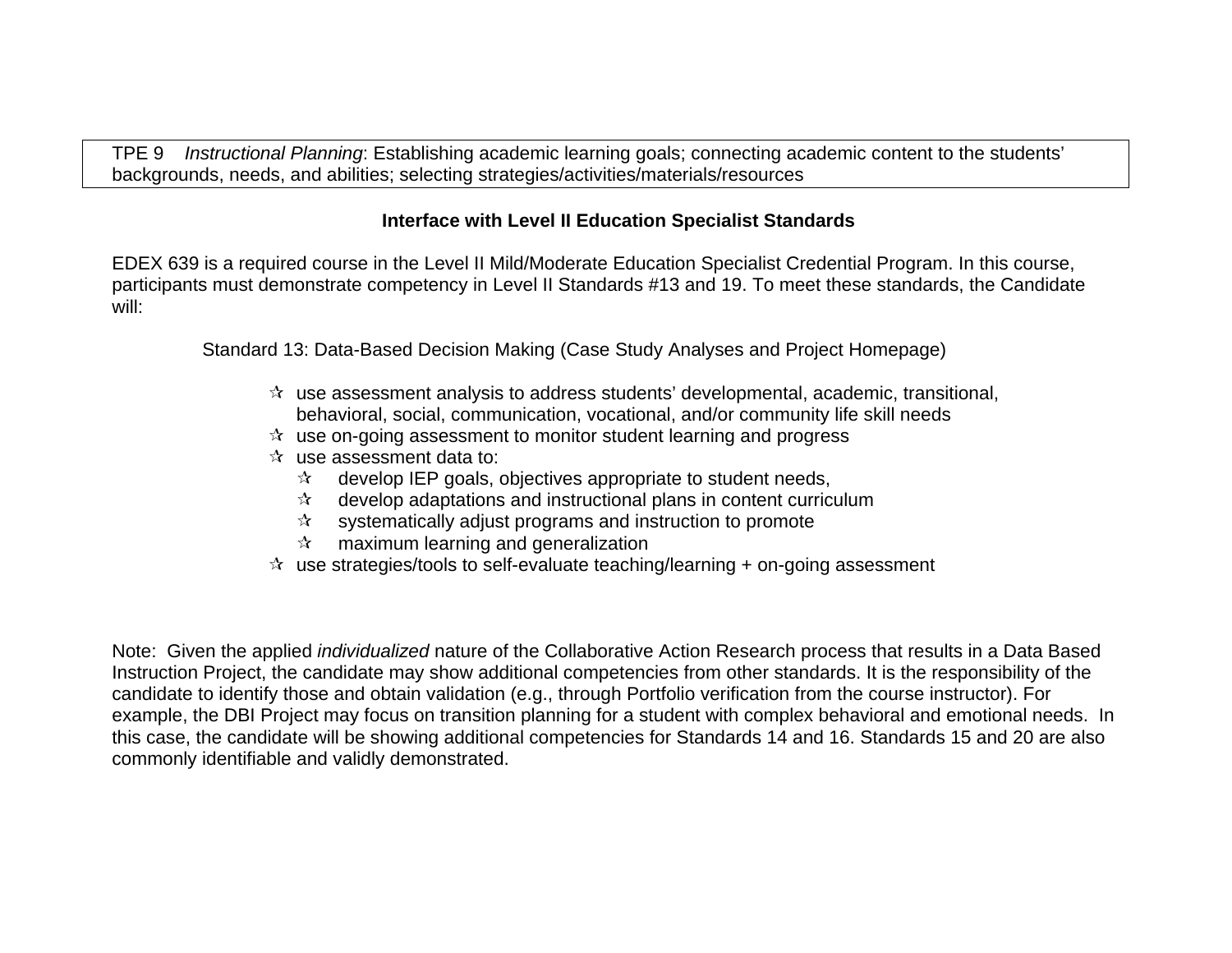| TPE 9 *Instructional Planning*: Establishing academic learning goals; connecting academic content to the students' backgrounds, needs, and abilities; selecting strategies/activities/materials/resources |
|---|

**Interface with Level II Education Specialist Standards**

EDEX 639 is a required course in the Level II Mild/Moderate Education Specialist Credential Program. In this course, participants must demonstrate competency in Level II Standards #13 and 19. To meet these standards, the Candidate will:

Standard 13: Data-Based Decision Making (Case Study Analyses and Project Homepage)

- ✰ use assessment analysis to address students' developmental, academic, transitional, behavioral, social, communication, vocational, and/or community life skill needs
- ✰ use on-going assessment to monitor student learning and progress
- ✰ use assessment data to:
  - ✰ develop IEP goals, objectives appropriate to student needs,
  - ✰ develop adaptations and instructional plans in content curriculum
  - ✰ systematically adjust programs and instruction to promote
  - ✰ maximum learning and generalization
- ✰ use strategies/tools to self-evaluate teaching/learning + on-going assessment

Note: Given the applied *individualized* nature of the Collaborative Action Research process that results in a Data Based Instruction Project, the candidate may show additional competencies from other standards. It is the responsibility of the candidate to identify those and obtain validation (e.g., through Portfolio verification from the course instructor). For example, the DBI Project may focus on transition planning for a student with complex behavioral and emotional needs. In this case, the candidate will be showing additional competencies for Standards 14 and 16. Standards 15 and 20 are also commonly identifiable and validly demonstrated.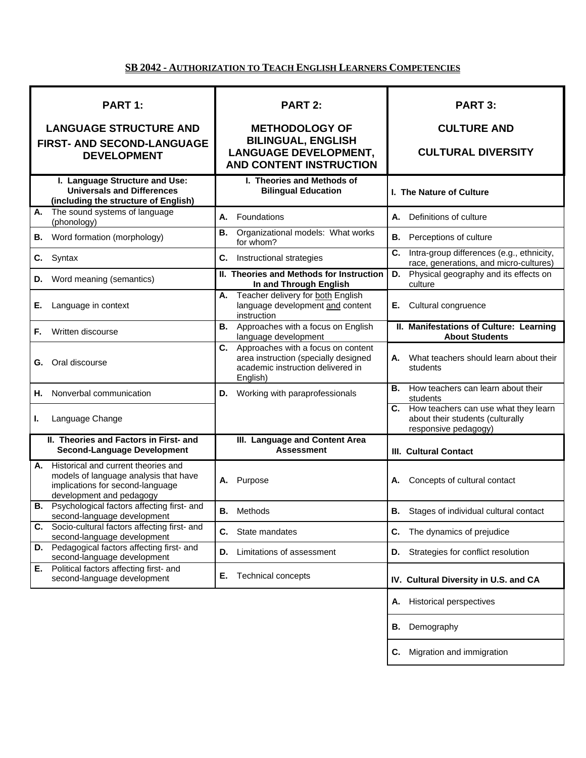## SB 2042 - Authorization to Teach English Learners Competencies

| **PART 1: LANGUAGE STRUCTURE AND FIRST- AND SECOND-LANGUAGE DEVELOPMENT** | **PART 2: METHODOLOGY OF BILINGUAL, ENGLISH LANGUAGE DEVELOPMENT, AND CONTENT INSTRUCTION** | **PART 3: CULTURE AND CULTURAL DIVERSITY** |
|---|---|---|
| **I. Language Structure and Use: Universals and Differences (including the structure of English)** | **I. Theories and Methods of Bilingual Education** | **I. The Nature of Culture** |
| **A.** The sound systems of language (phonology) | **A.** Foundations | **A.** Definitions of culture |
| **B.** Word formation (morphology) | **B.** Organizational models: What works for whom? | **B.** Perceptions of culture |
| **C.** Syntax | **C.** Instructional strategies | **C.** Intra-group differences (e.g., ethnicity, race, generations, and micro-cultures) |
| **D.** Word meaning (semantics) | **II. Theories and Methods for Instruction In and Through English** | **D.** Physical geography and its effects on culture |
| **E.** Language in context | **A.** Teacher delivery for both English language development and content instruction | **E.** Cultural congruence |
| **F.** Written discourse | **B.** Approaches with a focus on English language development | **II. Manifestations of Culture: Learning About Students** |
| **G.** Oral discourse | **C.** Approaches with a focus on content area instruction (specially designed academic instruction delivered in English) | **A.** What teachers should learn about their students |
| **H.** Nonverbal communication | **D.** Working with paraprofessionals | **B.** How teachers can learn about their students |
| **I.** Language Change | | **C.** How teachers can use what they learn about their students (culturally responsive pedagogy) |
| **II. Theories and Factors in First- and Second-Language Development** | **III. Language and Content Area Assessment** | **III. Cultural Contact** |
| **A.** Historical and current theories and models of language analysis that have implications for second-language development and pedagogy | **A.** Purpose | **A.** Concepts of cultural contact |
| **B.** Psychological factors affecting first- and second-language development | **B.** Methods | **B.** Stages of individual cultural contact |
| **C.** Socio-cultural factors affecting first- and second-language development | **C.** State mandates | **C.** The dynamics of prejudice |
| **D.** Pedagogical factors affecting first- and second-language development | **D.** Limitations of assessment | **D.** Strategies for conflict resolution |
| **E.** Political factors affecting first- and second-language development | **E.** Technical concepts | **IV. Cultural Diversity in U.S. and CA** |
| | | **A.** Historical perspectives |
| | | **B.** Demography |
| | | **C.** Migration and immigration |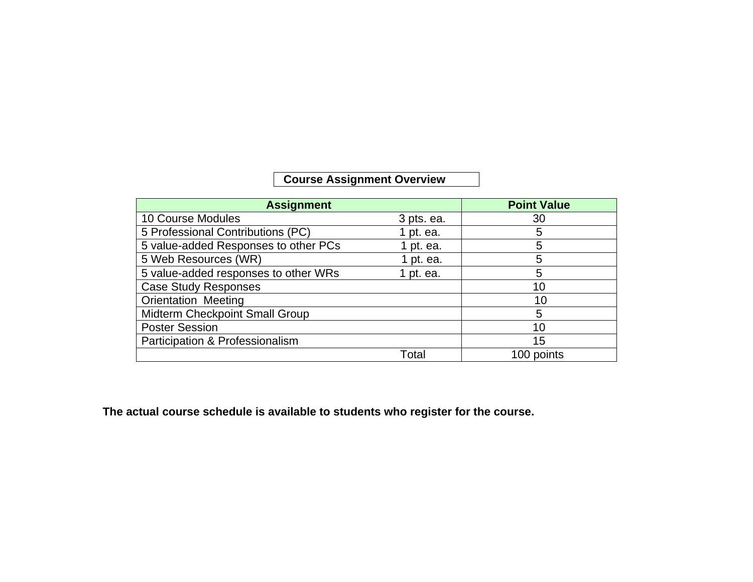## Course Assignment Overview

| Assignment | | Point Value |
|---|---|---|
| 10 Course Modules | 3 pts. ea. | 30 |
| 5 Professional Contributions (PC) | 1 pt. ea. | 5 |
| 5 value-added Responses to other PCs | 1 pt. ea. | 5 |
| 5 Web Resources (WR) | 1 pt. ea. | 5 |
| 5 value-added responses to other WRs | 1 pt. ea. | 5 |
| Case Study Responses | | 10 |
| Orientation Meeting | | 10 |
| Midterm Checkpoint Small Group | | 5 |
| Poster Session | | 10 |
| Participation & Professionalism | | 15 |
| | Total | 100 points |

**The actual course schedule is available to students who register for the course.**